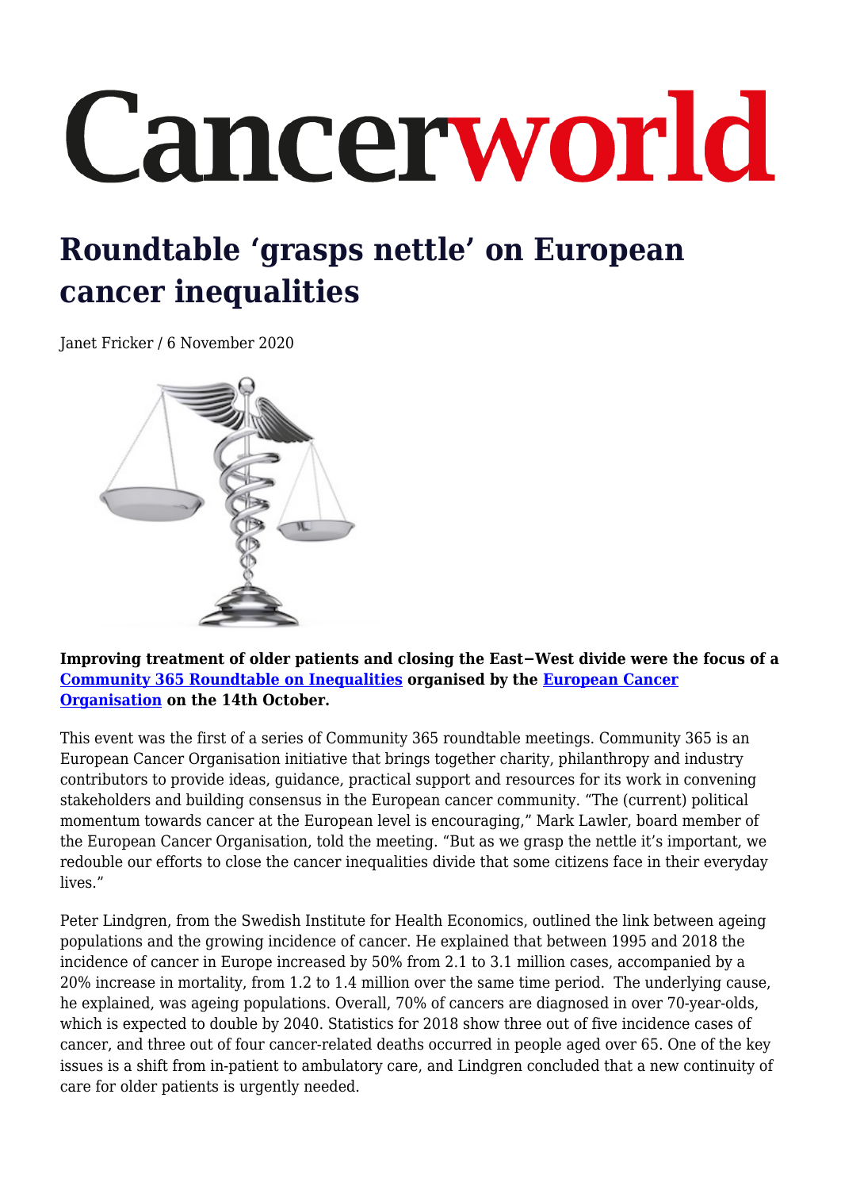# Cancerworld

## Roundtable 'grasps nettle' on European cancer inequalities

Janet Fricker / 6 November 2020

**Improving treatment of older patients and closing the East−West divide were the focus of a [Community 365 Roundtable on Inequalities](#) organised by the [European Cancer Organisation](#) on the 14th October.**

This event was the first of a series of Community 365 roundtable meetings. Community 365 is an European Cancer Organisation initiative that brings together charity, philanthropy and industry contributors to provide ideas, guidance, practical support and resources for its work in convening stakeholders and building consensus in the European cancer community. "The (current) political momentum towards cancer at the European level is encouraging," Mark Lawler, board member of the European Cancer Organisation, told the meeting. "But as we grasp the nettle it's important, we redouble our efforts to close the cancer inequalities divide that some citizens face in their everyday lives."

Peter Lindgren, from the Swedish Institute for Health Economics, outlined the link between ageing populations and the growing incidence of cancer. He explained that between 1995 and 2018 the incidence of cancer in Europe increased by 50% from 2.1 to 3.1 million cases, accompanied by a 20% increase in mortality, from 1.2 to 1.4 million over the same time period. The underlying cause, he explained, was ageing populations. Overall, 70% of cancers are diagnosed in over 70-year-olds, which is expected to double by 2040. Statistics for 2018 show three out of five incidence cases of cancer, and three out of four cancer-related deaths occurred in people aged over 65. One of the key issues is a shift from in-patient to ambulatory care, and Lindgren concluded that a new continuity of care for older patients is urgently needed.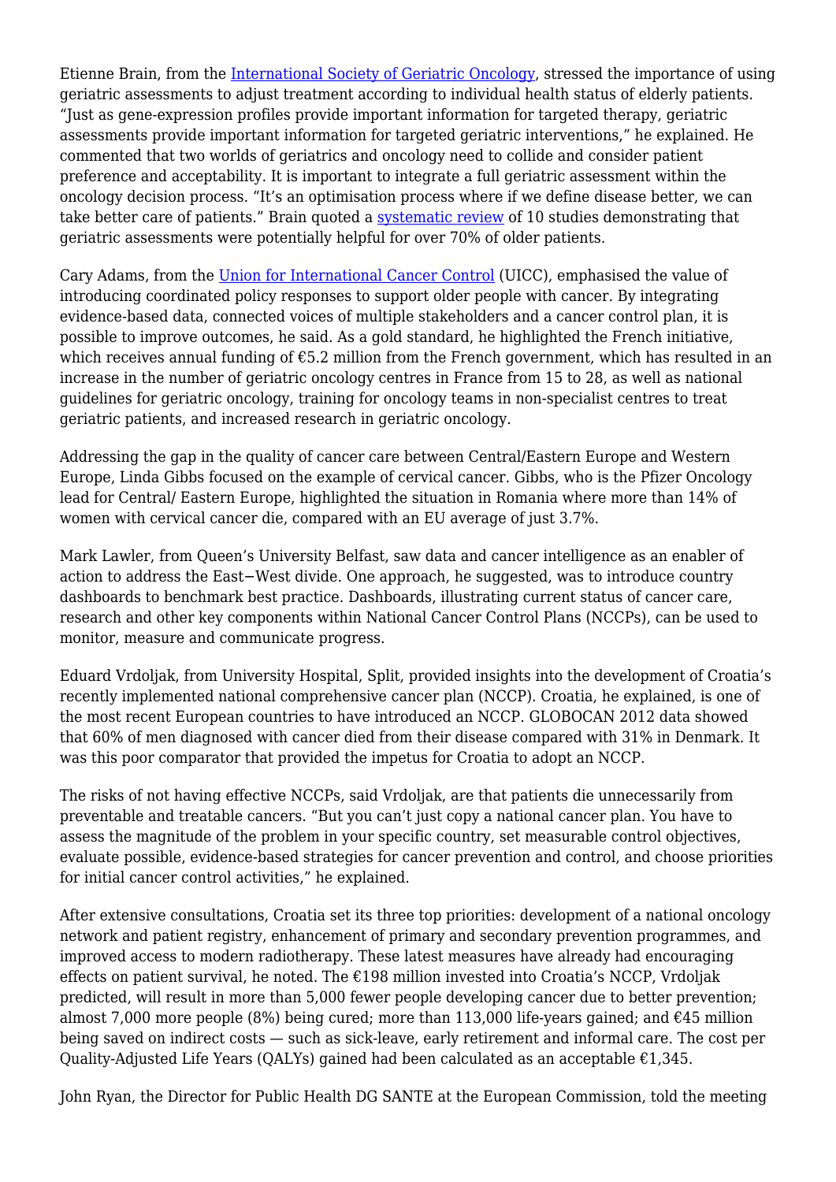Etienne Brain, from the [International Society of Geriatric Oncology](), stressed the importance of using geriatric assessments to adjust treatment according to individual health status of elderly patients. "Just as gene-expression profiles provide important information for targeted therapy, geriatric assessments provide important information for targeted geriatric interventions," he explained. He commented that two worlds of geriatrics and oncology need to collide and consider patient preference and acceptability. It is important to integrate a full geriatric assessment within the oncology decision process. "It's an optimisation process where if we define disease better, we can take better care of patients." Brain quoted a [systematic review]() of 10 studies demonstrating that geriatric assessments were potentially helpful for over 70% of older patients.

Cary Adams, from the [Union for International Cancer Control]() (UICC), emphasised the value of introducing coordinated policy responses to support older people with cancer. By integrating evidence-based data, connected voices of multiple stakeholders and a cancer control plan, it is possible to improve outcomes, he said. As a gold standard, he highlighted the French initiative, which receives annual funding of €5.2 million from the French government, which has resulted in an increase in the number of geriatric oncology centres in France from 15 to 28, as well as national guidelines for geriatric oncology, training for oncology teams in non-specialist centres to treat geriatric patients, and increased research in geriatric oncology.

Addressing the gap in the quality of cancer care between Central/Eastern Europe and Western Europe, Linda Gibbs focused on the example of cervical cancer. Gibbs, who is the Pfizer Oncology lead for Central/ Eastern Europe, highlighted the situation in Romania where more than 14% of women with cervical cancer die, compared with an EU average of just 3.7%.

Mark Lawler, from Queen's University Belfast, saw data and cancer intelligence as an enabler of action to address the East–West divide. One approach, he suggested, was to introduce country dashboards to benchmark best practice. Dashboards, illustrating current status of cancer care, research and other key components within National Cancer Control Plans (NCCPs), can be used to monitor, measure and communicate progress.

Eduard Vrdoljak, from University Hospital, Split, provided insights into the development of Croatia's recently implemented national comprehensive cancer plan (NCCP). Croatia, he explained, is one of the most recent European countries to have introduced an NCCP. GLOBOCAN 2012 data showed that 60% of men diagnosed with cancer died from their disease compared with 31% in Denmark. It was this poor comparator that provided the impetus for Croatia to adopt an NCCP.

The risks of not having effective NCCPs, said Vrdoljak, are that patients die unnecessarily from preventable and treatable cancers. "But you can't just copy a national cancer plan. You have to assess the magnitude of the problem in your specific country, set measurable control objectives, evaluate possible, evidence-based strategies for cancer prevention and control, and choose priorities for initial cancer control activities," he explained.

After extensive consultations, Croatia set its three top priorities: development of a national oncology network and patient registry, enhancement of primary and secondary prevention programmes, and improved access to modern radiotherapy. These latest measures have already had encouraging effects on patient survival, he noted. The €198 million invested into Croatia's NCCP, Vrdoljak predicted, will result in more than 5,000 fewer people developing cancer due to better prevention; almost 7,000 more people (8%) being cured; more than 113,000 life-years gained; and €45 million being saved on indirect costs — such as sick-leave, early retirement and informal care. The cost per Quality-Adjusted Life Years (QALYs) gained had been calculated as an acceptable €1,345.

John Ryan, the Director for Public Health DG SANTE at the European Commission, told the meeting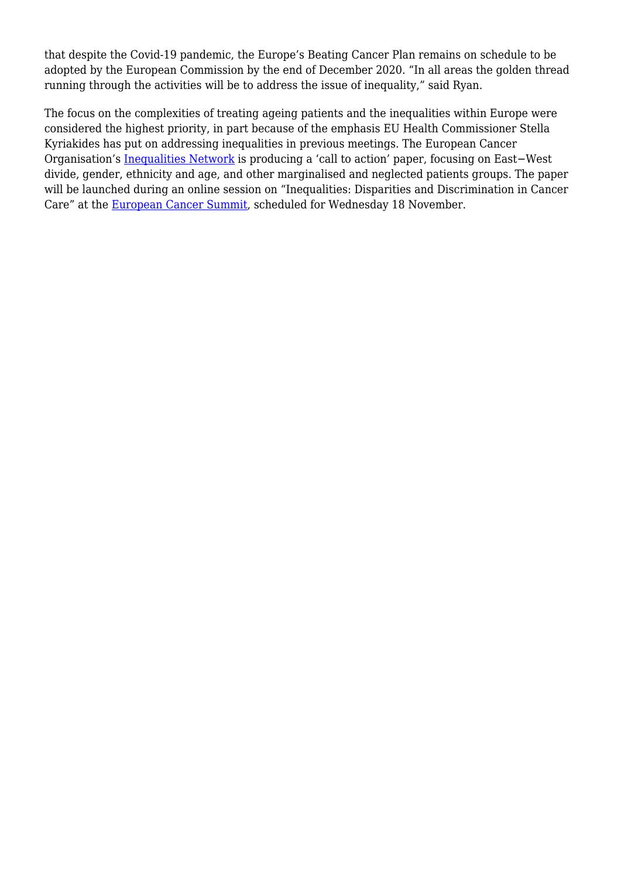that despite the Covid-19 pandemic, the Europe's Beating Cancer Plan remains on schedule to be adopted by the European Commission by the end of December 2020. "In all areas the golden thread running through the activities will be to address the issue of inequality," said Ryan.

The focus on the complexities of treating ageing patients and the inequalities within Europe were considered the highest priority, in part because of the emphasis EU Health Commissioner Stella Kyriakides has put on addressing inequalities in previous meetings. The European Cancer Organisation's Inequalities Network is producing a 'call to action' paper, focusing on East−West divide, gender, ethnicity and age, and other marginalised and neglected patients groups. The paper will be launched during an online session on "Inequalities: Disparities and Discrimination in Cancer Care" at the European Cancer Summit, scheduled for Wednesday 18 November.